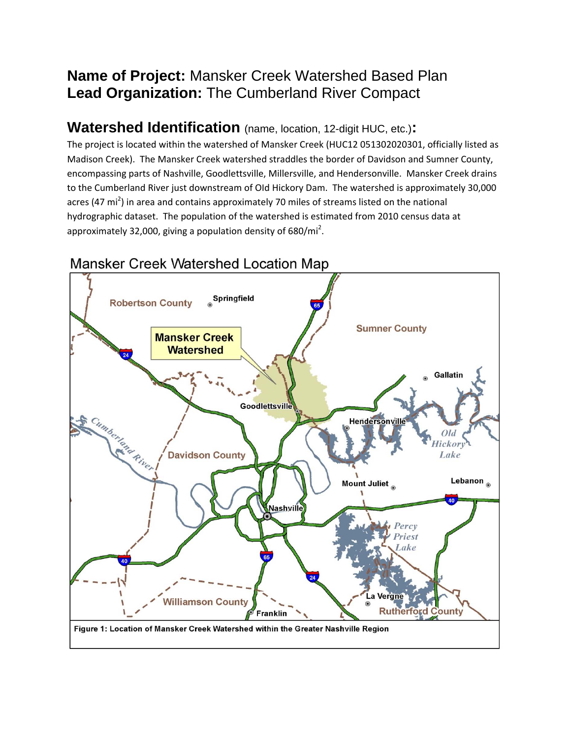**Name of Project:** Mansker Creek Watershed Based Plan
**Lead Organization:** The Cumberland River Compact

## Watershed Identification (name, location, 12-digit HUC, etc.):

The project is located within the watershed of Mansker Creek (HUC12 051302020301, officially listed as Madison Creek). The Mansker Creek watershed straddles the border of Davidson and Sumner County, encompassing parts of Nashville, Goodlettsville, Millersville, and Hendersonville. Mansker Creek drains to the Cumberland River just downstream of Old Hickory Dam. The watershed is approximately 30,000 acres (47 $mi^2$) in area and contains approximately 70 miles of streams listed on the national hydrographic dataset. The population of the watershed is estimated from 2010 census data at approximately 32,000, giving a population density of 680/$mi^2$.

Mansker Creek Watershed Location Map

Figure 1: Location of Mansker Creek Watershed within the Greater Nashville Region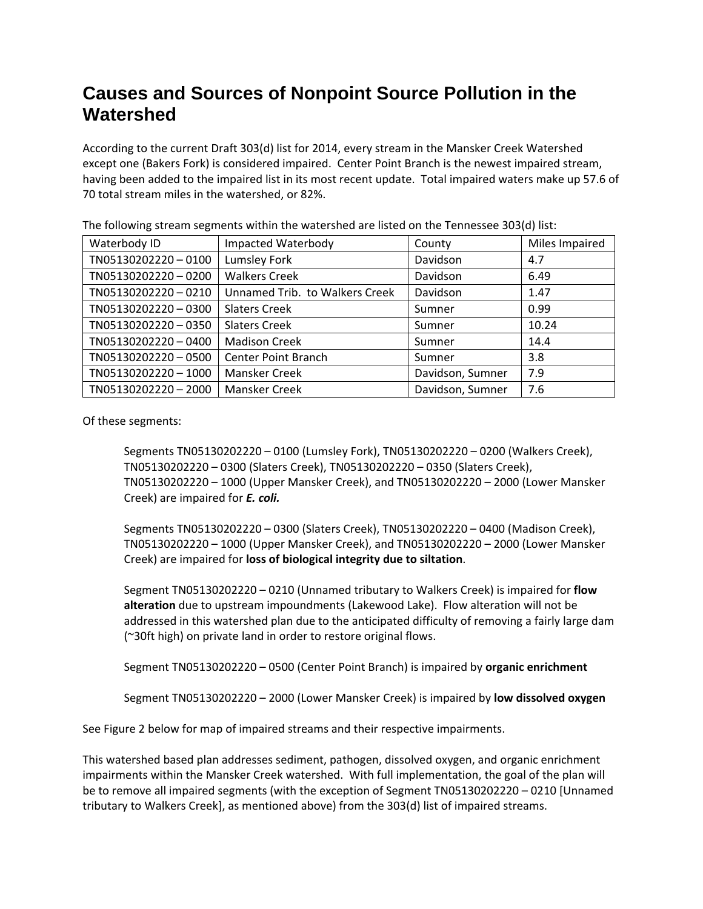# Causes and Sources of Nonpoint Source Pollution in the Watershed

According to the current Draft 303(d) list for 2014, every stream in the Mansker Creek Watershed except one (Bakers Fork) is considered impaired. Center Point Branch is the newest impaired stream, having been added to the impaired list in its most recent update. Total impaired waters make up 57.6 of 70 total stream miles in the watershed, or 82%.

The following stream segments within the watershed are listed on the Tennessee 303(d) list:

| Waterbody ID | Impacted Waterbody | County | Miles Impaired |
|---|---|---|---|
| TN05130202220 – 0100 | Lumsley Fork | Davidson | 4.7 |
| TN05130202220 – 0200 | Walkers Creek | Davidson | 6.49 |
| TN05130202220 – 0210 | Unnamed Trib. to Walkers Creek | Davidson | 1.47 |
| TN05130202220 – 0300 | Slaters Creek | Sumner | 0.99 |
| TN05130202220 – 0350 | Slaters Creek | Sumner | 10.24 |
| TN05130202220 – 0400 | Madison Creek | Sumner | 14.4 |
| TN05130202220 – 0500 | Center Point Branch | Sumner | 3.8 |
| TN05130202220 – 1000 | Mansker Creek | Davidson, Sumner | 7.9 |
| TN05130202220 – 2000 | Mansker Creek | Davidson, Sumner | 7.6 |

Of these segments:

> Segments TN05130202220 – 0100 (Lumsley Fork), TN05130202220 – 0200 (Walkers Creek), TN05130202220 – 0300 (Slaters Creek), TN05130202220 – 0350 (Slaters Creek), TN05130202220 – 1000 (Upper Mansker Creek), and TN05130202220 – 2000 (Lower Mansker Creek) are impaired for ***E. coli.***
>
> Segments TN05130202220 – 0300 (Slaters Creek), TN05130202220 – 0400 (Madison Creek), TN05130202220 – 1000 (Upper Mansker Creek), and TN05130202220 – 2000 (Lower Mansker Creek) are impaired for **loss of biological integrity due to siltation**.
>
> Segment TN05130202220 – 0210 (Unnamed tributary to Walkers Creek) is impaired for **flow alteration** due to upstream impoundments (Lakewood Lake). Flow alteration will not be addressed in this watershed plan due to the anticipated difficulty of removing a fairly large dam (~30ft high) on private land in order to restore original flows.
>
> Segment TN05130202220 – 0500 (Center Point Branch) is impaired by **organic enrichment**
>
> Segment TN05130202220 – 2000 (Lower Mansker Creek) is impaired by **low dissolved oxygen**

See Figure 2 below for map of impaired streams and their respective impairments.

This watershed based plan addresses sediment, pathogen, dissolved oxygen, and organic enrichment impairments within the Mansker Creek watershed. With full implementation, the goal of the plan will be to remove all impaired segments (with the exception of Segment TN05130202220 – 0210 [Unnamed tributary to Walkers Creek], as mentioned above) from the 303(d) list of impaired streams.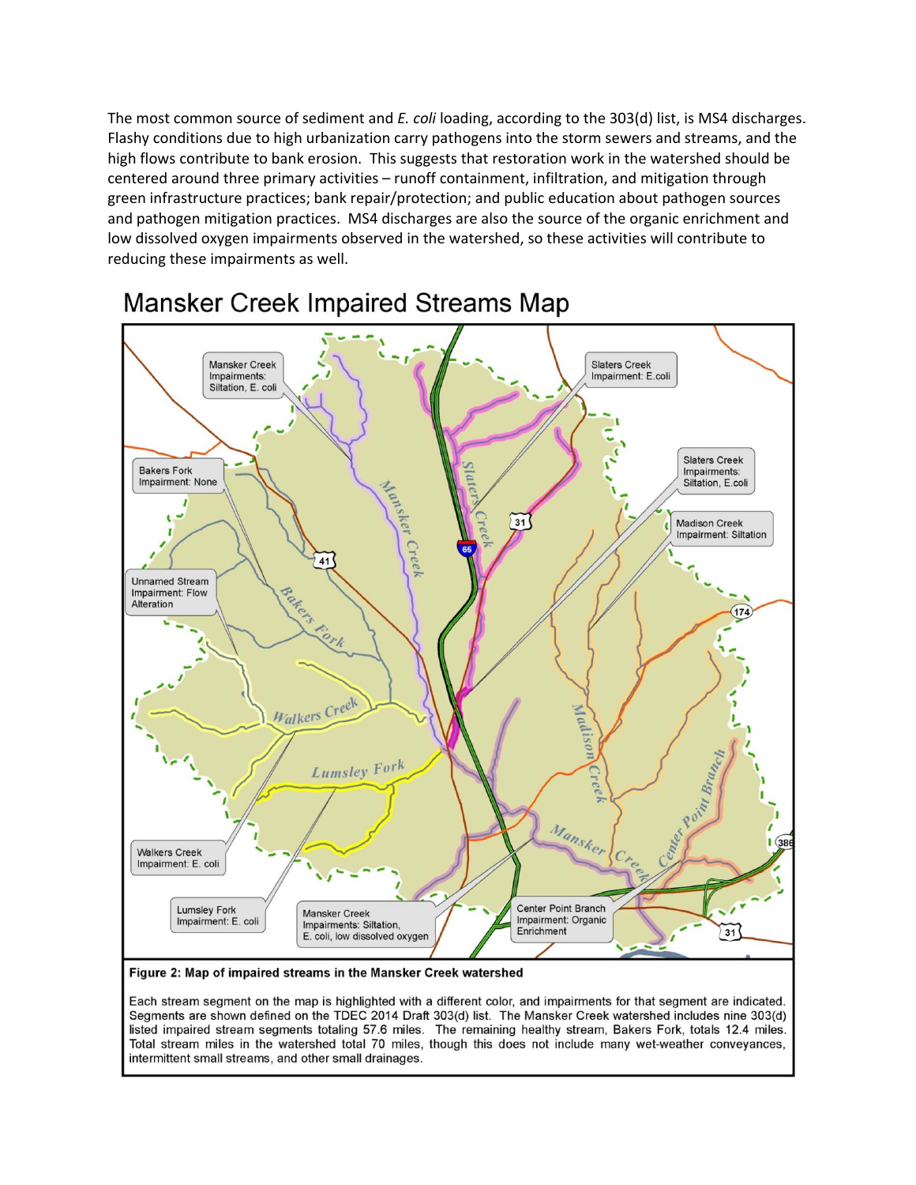The most common source of sediment and *E. coli* loading, according to the 303(d) list, is MS4 discharges. Flashy conditions due to high urbanization carry pathogens into the storm sewers and streams, and the high flows contribute to bank erosion. This suggests that restoration work in the watershed should be centered around three primary activities – runoff containment, infiltration, and mitigation through green infrastructure practices; bank repair/protection; and public education about pathogen sources and pathogen mitigation practices. MS4 discharges are also the source of the organic enrichment and low dissolved oxygen impairments observed in the watershed, so these activities will contribute to reducing these impairments as well.

## Mansker Creek Impaired Streams Map

**Figure 2: Map of impaired streams in the Mansker Creek watershed**

Each stream segment on the map is highlighted with a different color, and impairments for that segment are indicated. Segments are shown defined on the TDEC 2014 Draft 303(d) list. The Mansker Creek watershed includes nine 303(d) listed impaired stream segments totaling 57.6 miles. The remaining healthy stream, Bakers Fork, totals 12.4 miles. Total stream miles in the watershed total 70 miles, though this does not include many wet-weather conveyances, intermittent small streams, and other small drainages.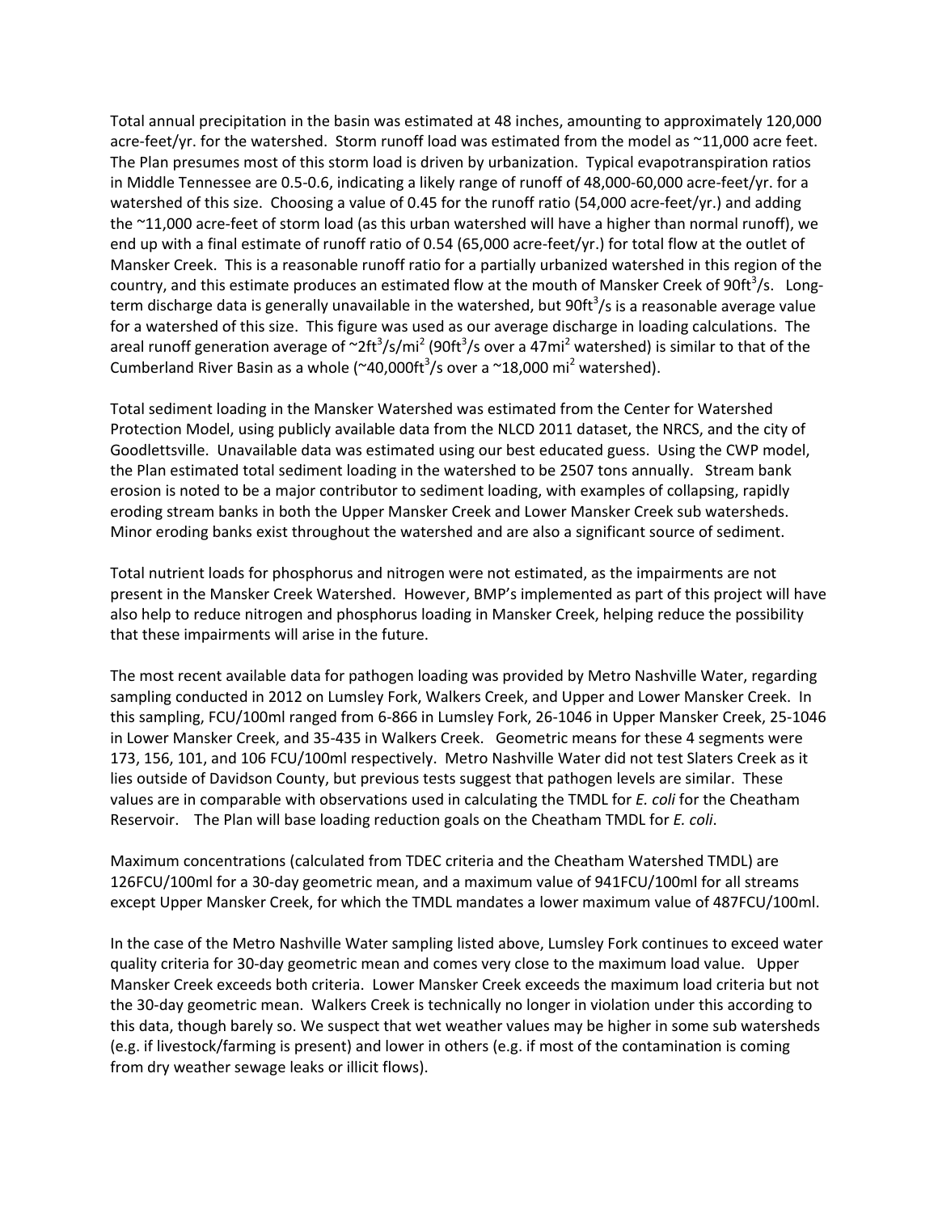Total annual precipitation in the basin was estimated at 48 inches, amounting to approximately 120,000 acre-feet/yr. for the watershed. Storm runoff load was estimated from the model as ~11,000 acre feet. The Plan presumes most of this storm load is driven by urbanization. Typical evapotranspiration ratios in Middle Tennessee are 0.5-0.6, indicating a likely range of runoff of 48,000-60,000 acre-feet/yr. for a watershed of this size. Choosing a value of 0.45 for the runoff ratio (54,000 acre-feet/yr.) and adding the ~11,000 acre-feet of storm load (as this urban watershed will have a higher than normal runoff), we end up with a final estimate of runoff ratio of 0.54 (65,000 acre-feet/yr.) for total flow at the outlet of Mansker Creek. This is a reasonable runoff ratio for a partially urbanized watershed in this region of the country, and this estimate produces an estimated flow at the mouth of Mansker Creek of $90ft^3/s$. Long-term discharge data is generally unavailable in the watershed, but $90ft^3/s$ is a reasonable average value for a watershed of this size. This figure was used as our average discharge in loading calculations. The areal runoff generation average of ~$2ft^3/s/mi^2$ ($90ft^3/s$ over a $47mi^2$ watershed) is similar to that of the Cumberland River Basin as a whole (~$40,000ft^3/s$ over a ~$18,000\ mi^2$ watershed).

Total sediment loading in the Mansker Watershed was estimated from the Center for Watershed Protection Model, using publicly available data from the NLCD 2011 dataset, the NRCS, and the city of Goodlettsville. Unavailable data was estimated using our best educated guess. Using the CWP model, the Plan estimated total sediment loading in the watershed to be 2507 tons annually. Stream bank erosion is noted to be a major contributor to sediment loading, with examples of collapsing, rapidly eroding stream banks in both the Upper Mansker Creek and Lower Mansker Creek sub watersheds. Minor eroding banks exist throughout the watershed and are also a significant source of sediment.

Total nutrient loads for phosphorus and nitrogen were not estimated, as the impairments are not present in the Mansker Creek Watershed. However, BMP's implemented as part of this project will have also help to reduce nitrogen and phosphorus loading in Mansker Creek, helping reduce the possibility that these impairments will arise in the future.

The most recent available data for pathogen loading was provided by Metro Nashville Water, regarding sampling conducted in 2012 on Lumsley Fork, Walkers Creek, and Upper and Lower Mansker Creek. In this sampling, FCU/100ml ranged from 6-866 in Lumsley Fork, 26-1046 in Upper Mansker Creek, 25-1046 in Lower Mansker Creek, and 35-435 in Walkers Creek. Geometric means for these 4 segments were 173, 156, 101, and 106 FCU/100ml respectively. Metro Nashville Water did not test Slaters Creek as it lies outside of Davidson County, but previous tests suggest that pathogen levels are similar. These values are in comparable with observations used in calculating the TMDL for *E. coli* for the Cheatham Reservoir. The Plan will base loading reduction goals on the Cheatham TMDL for *E. coli*.

Maximum concentrations (calculated from TDEC criteria and the Cheatham Watershed TMDL) are 126FCU/100ml for a 30-day geometric mean, and a maximum value of 941FCU/100ml for all streams except Upper Mansker Creek, for which the TMDL mandates a lower maximum value of 487FCU/100ml.

In the case of the Metro Nashville Water sampling listed above, Lumsley Fork continues to exceed water quality criteria for 30-day geometric mean and comes very close to the maximum load value. Upper Mansker Creek exceeds both criteria. Lower Mansker Creek exceeds the maximum load criteria but not the 30-day geometric mean. Walkers Creek is technically no longer in violation under this according to this data, though barely so. We suspect that wet weather values may be higher in some sub watersheds (e.g. if livestock/farming is present) and lower in others (e.g. if most of the contamination is coming from dry weather sewage leaks or illicit flows).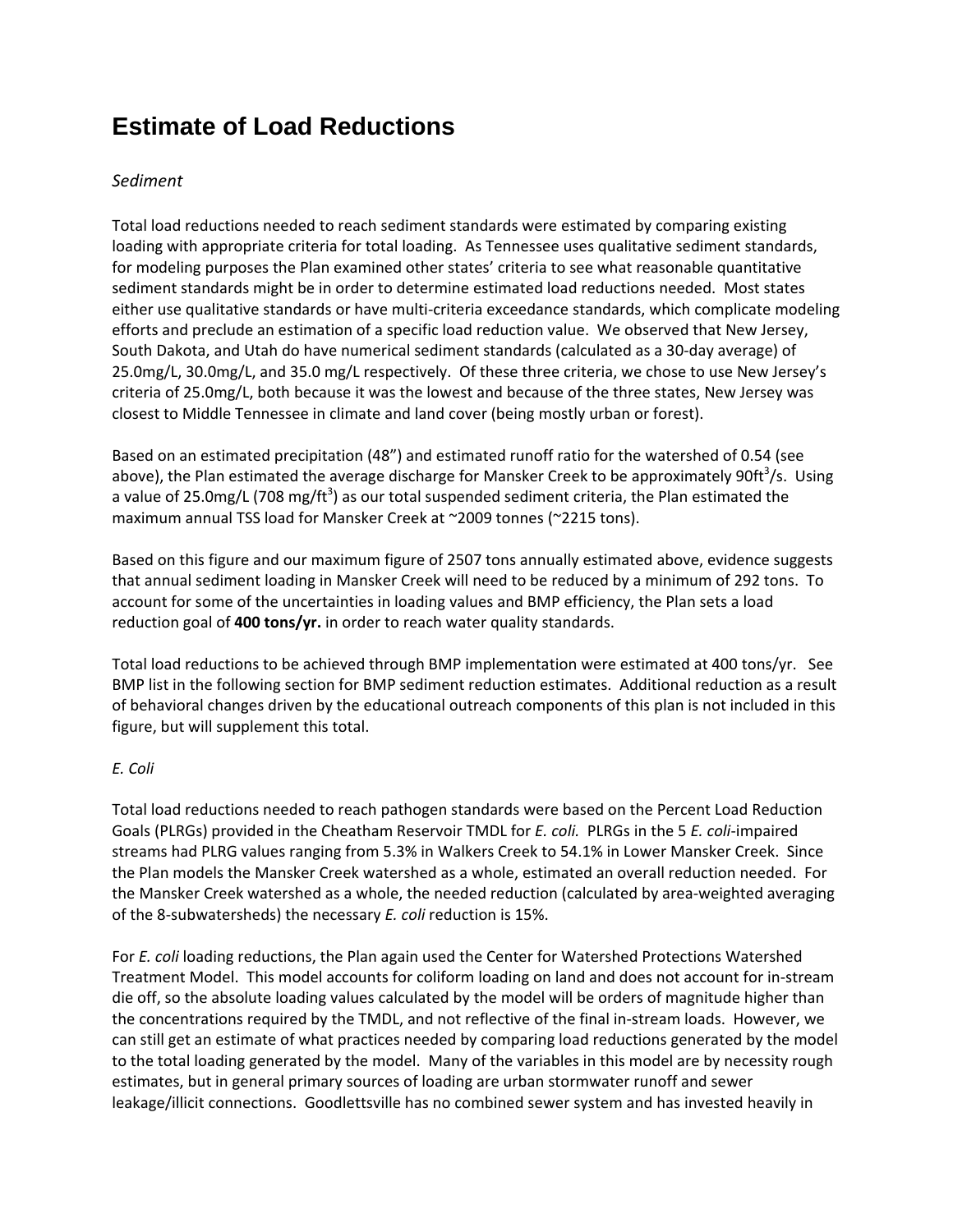# Estimate of Load Reductions

*Sediment*

Total load reductions needed to reach sediment standards were estimated by comparing existing loading with appropriate criteria for total loading. As Tennessee uses qualitative sediment standards, for modeling purposes the Plan examined other states' criteria to see what reasonable quantitative sediment standards might be in order to determine estimated load reductions needed. Most states either use qualitative standards or have multi-criteria exceedance standards, which complicate modeling efforts and preclude an estimation of a specific load reduction value. We observed that New Jersey, South Dakota, and Utah do have numerical sediment standards (calculated as a 30-day average) of 25.0mg/L, 30.0mg/L, and 35.0 mg/L respectively. Of these three criteria, we chose to use New Jersey's criteria of 25.0mg/L, both because it was the lowest and because of the three states, New Jersey was closest to Middle Tennessee in climate and land cover (being mostly urban or forest).

Based on an estimated precipitation (48") and estimated runoff ratio for the watershed of 0.54 (see above), the Plan estimated the average discharge for Mansker Creek to be approximately $90ft^3/s$. Using a value of 25.0mg/L ($708\ mg/ft^3$) as our total suspended sediment criteria, the Plan estimated the maximum annual TSS load for Mansker Creek at ~2009 tonnes (~2215 tons).

Based on this figure and our maximum figure of 2507 tons annually estimated above, evidence suggests that annual sediment loading in Mansker Creek will need to be reduced by a minimum of 292 tons. To account for some of the uncertainties in loading values and BMP efficiency, the Plan sets a load reduction goal of **400 tons/yr.** in order to reach water quality standards.

Total load reductions to be achieved through BMP implementation were estimated at 400 tons/yr. See BMP list in the following section for BMP sediment reduction estimates. Additional reduction as a result of behavioral changes driven by the educational outreach components of this plan is not included in this figure, but will supplement this total.

*E. Coli*

Total load reductions needed to reach pathogen standards were based on the Percent Load Reduction Goals (PLRGs) provided in the Cheatham Reservoir TMDL for *E. coli.* PLRGs in the 5 *E. coli*-impaired streams had PLRG values ranging from 5.3% in Walkers Creek to 54.1% in Lower Mansker Creek. Since the Plan models the Mansker Creek watershed as a whole, estimated an overall reduction needed. For the Mansker Creek watershed as a whole, the needed reduction (calculated by area-weighted averaging of the 8-subwatersheds) the necessary *E. coli* reduction is 15%.

For *E. coli* loading reductions, the Plan again used the Center for Watershed Protections Watershed Treatment Model. This model accounts for coliform loading on land and does not account for in-stream die off, so the absolute loading values calculated by the model will be orders of magnitude higher than the concentrations required by the TMDL, and not reflective of the final in-stream loads. However, we can still get an estimate of what practices needed by comparing load reductions generated by the model to the total loading generated by the model. Many of the variables in this model are by necessity rough estimates, but in general primary sources of loading are urban stormwater runoff and sewer leakage/illicit connections. Goodlettsville has no combined sewer system and has invested heavily in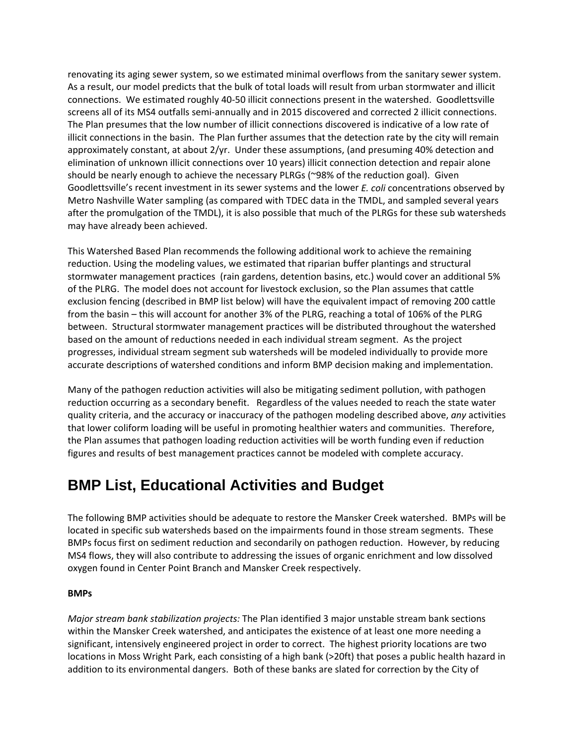renovating its aging sewer system, so we estimated minimal overflows from the sanitary sewer system. As a result, our model predicts that the bulk of total loads will result from urban stormwater and illicit connections. We estimated roughly 40-50 illicit connections present in the watershed. Goodlettsville screens all of its MS4 outfalls semi-annually and in 2015 discovered and corrected 2 illicit connections. The Plan presumes that the low number of illicit connections discovered is indicative of a low rate of illicit connections in the basin. The Plan further assumes that the detection rate by the city will remain approximately constant, at about 2/yr. Under these assumptions, (and presuming 40% detection and elimination of unknown illicit connections over 10 years) illicit connection detection and repair alone should be nearly enough to achieve the necessary PLRGs (~98% of the reduction goal). Given Goodlettsville's recent investment in its sewer systems and the lower *E. coli* concentrations observed by Metro Nashville Water sampling (as compared with TDEC data in the TMDL, and sampled several years after the promulgation of the TMDL), it is also possible that much of the PLRGs for these sub watersheds may have already been achieved.

This Watershed Based Plan recommends the following additional work to achieve the remaining reduction. Using the modeling values, we estimated that riparian buffer plantings and structural stormwater management practices (rain gardens, detention basins, etc.) would cover an additional 5% of the PLRG. The model does not account for livestock exclusion, so the Plan assumes that cattle exclusion fencing (described in BMP list below) will have the equivalent impact of removing 200 cattle from the basin – this will account for another 3% of the PLRG, reaching a total of 106% of the PLRG between. Structural stormwater management practices will be distributed throughout the watershed based on the amount of reductions needed in each individual stream segment. As the project progresses, individual stream segment sub watersheds will be modeled individually to provide more accurate descriptions of watershed conditions and inform BMP decision making and implementation.

Many of the pathogen reduction activities will also be mitigating sediment pollution, with pathogen reduction occurring as a secondary benefit. Regardless of the values needed to reach the state water quality criteria, and the accuracy or inaccuracy of the pathogen modeling described above, *any* activities that lower coliform loading will be useful in promoting healthier waters and communities. Therefore, the Plan assumes that pathogen loading reduction activities will be worth funding even if reduction figures and results of best management practices cannot be modeled with complete accuracy.

## BMP List, Educational Activities and Budget

The following BMP activities should be adequate to restore the Mansker Creek watershed. BMPs will be located in specific sub watersheds based on the impairments found in those stream segments. These BMPs focus first on sediment reduction and secondarily on pathogen reduction. However, by reducing MS4 flows, they will also contribute to addressing the issues of organic enrichment and low dissolved oxygen found in Center Point Branch and Mansker Creek respectively.

**BMPs**

*Major stream bank stabilization projects:* The Plan identified 3 major unstable stream bank sections within the Mansker Creek watershed, and anticipates the existence of at least one more needing a significant, intensively engineered project in order to correct. The highest priority locations are two locations in Moss Wright Park, each consisting of a high bank (>20ft) that poses a public health hazard in addition to its environmental dangers. Both of these banks are slated for correction by the City of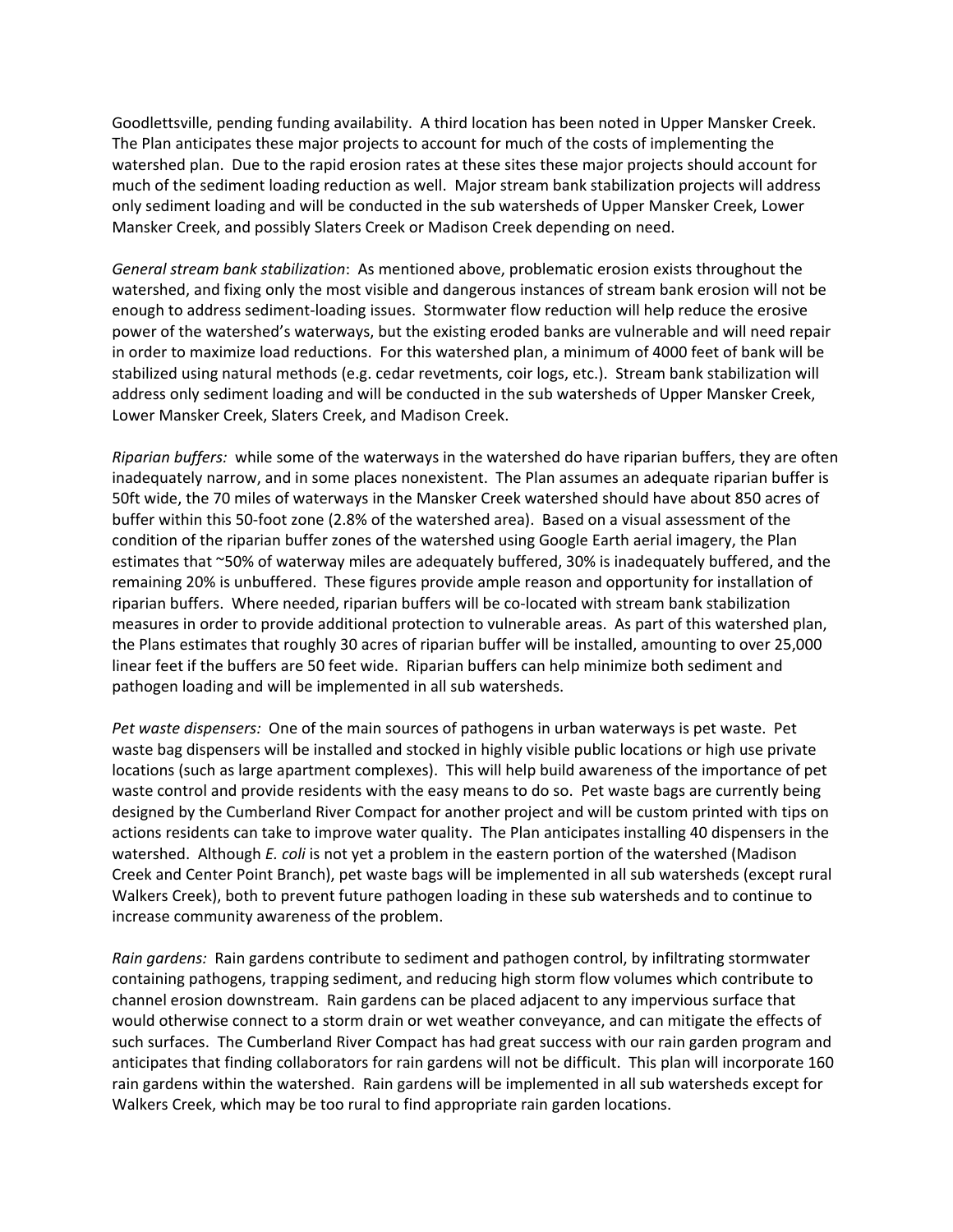Goodlettsville, pending funding availability. A third location has been noted in Upper Mansker Creek. The Plan anticipates these major projects to account for much of the costs of implementing the watershed plan. Due to the rapid erosion rates at these sites these major projects should account for much of the sediment loading reduction as well. Major stream bank stabilization projects will address only sediment loading and will be conducted in the sub watersheds of Upper Mansker Creek, Lower Mansker Creek, and possibly Slaters Creek or Madison Creek depending on need.

*General stream bank stabilization*: As mentioned above, problematic erosion exists throughout the watershed, and fixing only the most visible and dangerous instances of stream bank erosion will not be enough to address sediment-loading issues. Stormwater flow reduction will help reduce the erosive power of the watershed's waterways, but the existing eroded banks are vulnerable and will need repair in order to maximize load reductions. For this watershed plan, a minimum of 4000 feet of bank will be stabilized using natural methods (e.g. cedar revetments, coir logs, etc.). Stream bank stabilization will address only sediment loading and will be conducted in the sub watersheds of Upper Mansker Creek, Lower Mansker Creek, Slaters Creek, and Madison Creek.

*Riparian buffers:* while some of the waterways in the watershed do have riparian buffers, they are often inadequately narrow, and in some places nonexistent. The Plan assumes an adequate riparian buffer is 50ft wide, the 70 miles of waterways in the Mansker Creek watershed should have about 850 acres of buffer within this 50-foot zone (2.8% of the watershed area). Based on a visual assessment of the condition of the riparian buffer zones of the watershed using Google Earth aerial imagery, the Plan estimates that ~50% of waterway miles are adequately buffered, 30% is inadequately buffered, and the remaining 20% is unbuffered. These figures provide ample reason and opportunity for installation of riparian buffers. Where needed, riparian buffers will be co-located with stream bank stabilization measures in order to provide additional protection to vulnerable areas. As part of this watershed plan, the Plans estimates that roughly 30 acres of riparian buffer will be installed, amounting to over 25,000 linear feet if the buffers are 50 feet wide. Riparian buffers can help minimize both sediment and pathogen loading and will be implemented in all sub watersheds.

*Pet waste dispensers:* One of the main sources of pathogens in urban waterways is pet waste. Pet waste bag dispensers will be installed and stocked in highly visible public locations or high use private locations (such as large apartment complexes). This will help build awareness of the importance of pet waste control and provide residents with the easy means to do so. Pet waste bags are currently being designed by the Cumberland River Compact for another project and will be custom printed with tips on actions residents can take to improve water quality. The Plan anticipates installing 40 dispensers in the watershed. Although *E. coli* is not yet a problem in the eastern portion of the watershed (Madison Creek and Center Point Branch), pet waste bags will be implemented in all sub watersheds (except rural Walkers Creek), both to prevent future pathogen loading in these sub watersheds and to continue to increase community awareness of the problem.

*Rain gardens:* Rain gardens contribute to sediment and pathogen control, by infiltrating stormwater containing pathogens, trapping sediment, and reducing high storm flow volumes which contribute to channel erosion downstream. Rain gardens can be placed adjacent to any impervious surface that would otherwise connect to a storm drain or wet weather conveyance, and can mitigate the effects of such surfaces. The Cumberland River Compact has had great success with our rain garden program and anticipates that finding collaborators for rain gardens will not be difficult. This plan will incorporate 160 rain gardens within the watershed. Rain gardens will be implemented in all sub watersheds except for Walkers Creek, which may be too rural to find appropriate rain garden locations.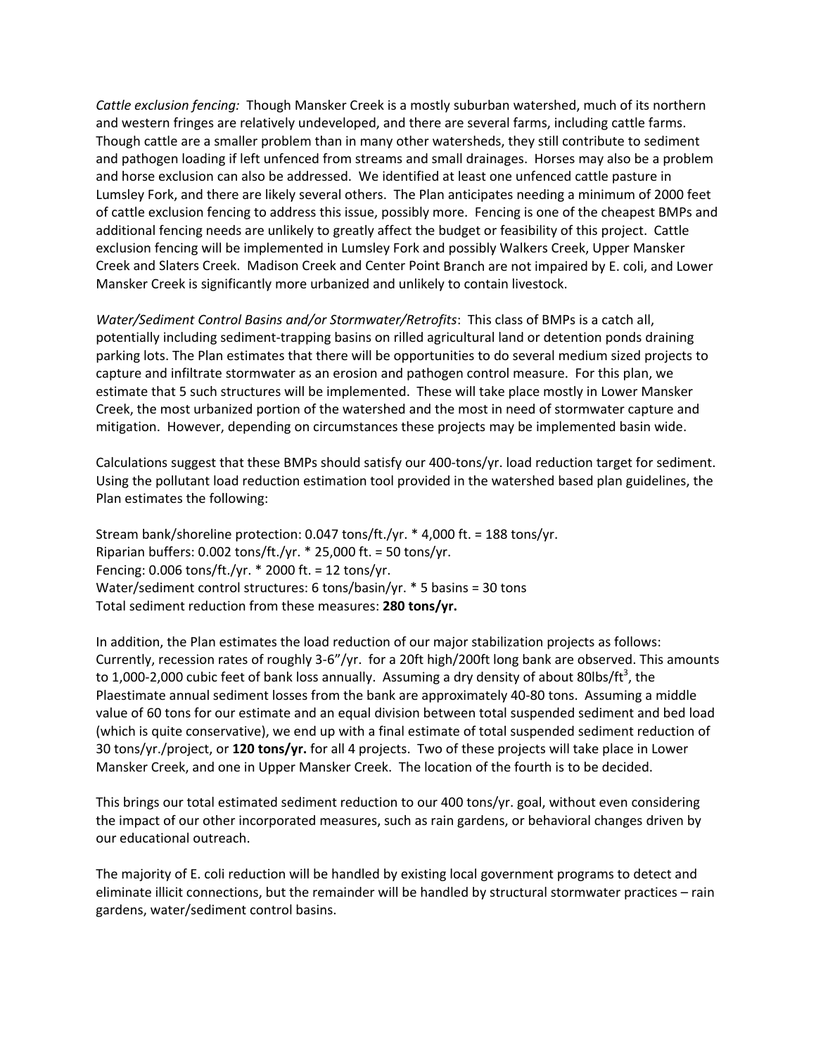*Cattle exclusion fencing:* Though Mansker Creek is a mostly suburban watershed, much of its northern and western fringes are relatively undeveloped, and there are several farms, including cattle farms. Though cattle are a smaller problem than in many other watersheds, they still contribute to sediment and pathogen loading if left unfenced from streams and small drainages. Horses may also be a problem and horse exclusion can also be addressed. We identified at least one unfenced cattle pasture in Lumsley Fork, and there are likely several others. The Plan anticipates needing a minimum of 2000 feet of cattle exclusion fencing to address this issue, possibly more. Fencing is one of the cheapest BMPs and additional fencing needs are unlikely to greatly affect the budget or feasibility of this project. Cattle exclusion fencing will be implemented in Lumsley Fork and possibly Walkers Creek, Upper Mansker Creek and Slaters Creek. Madison Creek and Center Point Branch are not impaired by E. coli, and Lower Mansker Creek is significantly more urbanized and unlikely to contain livestock.

*Water/Sediment Control Basins and/or Stormwater/Retrofits*: This class of BMPs is a catch all, potentially including sediment-trapping basins on rilled agricultural land or detention ponds draining parking lots. The Plan estimates that there will be opportunities to do several medium sized projects to capture and infiltrate stormwater as an erosion and pathogen control measure. For this plan, we estimate that 5 such structures will be implemented. These will take place mostly in Lower Mansker Creek, the most urbanized portion of the watershed and the most in need of stormwater capture and mitigation. However, depending on circumstances these projects may be implemented basin wide.

Calculations suggest that these BMPs should satisfy our 400-tons/yr. load reduction target for sediment. Using the pollutant load reduction estimation tool provided in the watershed based plan guidelines, the Plan estimates the following:

Stream bank/shoreline protection: 0.047 tons/ft./yr. * 4,000 ft. = 188 tons/yr.
Riparian buffers: 0.002 tons/ft./yr. * 25,000 ft. = 50 tons/yr.
Fencing: 0.006 tons/ft./yr. * 2000 ft. = 12 tons/yr.
Water/sediment control structures: 6 tons/basin/yr. * 5 basins = 30 tons
Total sediment reduction from these measures: **280 tons/yr.**

In addition, the Plan estimates the load reduction of our major stabilization projects as follows: Currently, recession rates of roughly 3-6"/yr. for a 20ft high/200ft long bank are observed. This amounts to 1,000-2,000 cubic feet of bank loss annually. Assuming a dry density of about 80lbs/ft$^3$, the Plaestimate annual sediment losses from the bank are approximately 40-80 tons. Assuming a middle value of 60 tons for our estimate and an equal division between total suspended sediment and bed load (which is quite conservative), we end up with a final estimate of total suspended sediment reduction of 30 tons/yr./project, or **120 tons/yr.** for all 4 projects. Two of these projects will take place in Lower Mansker Creek, and one in Upper Mansker Creek. The location of the fourth is to be decided.

This brings our total estimated sediment reduction to our 400 tons/yr. goal, without even considering the impact of our other incorporated measures, such as rain gardens, or behavioral changes driven by our educational outreach.

The majority of E. coli reduction will be handled by existing local government programs to detect and eliminate illicit connections, but the remainder will be handled by structural stormwater practices – rain gardens, water/sediment control basins.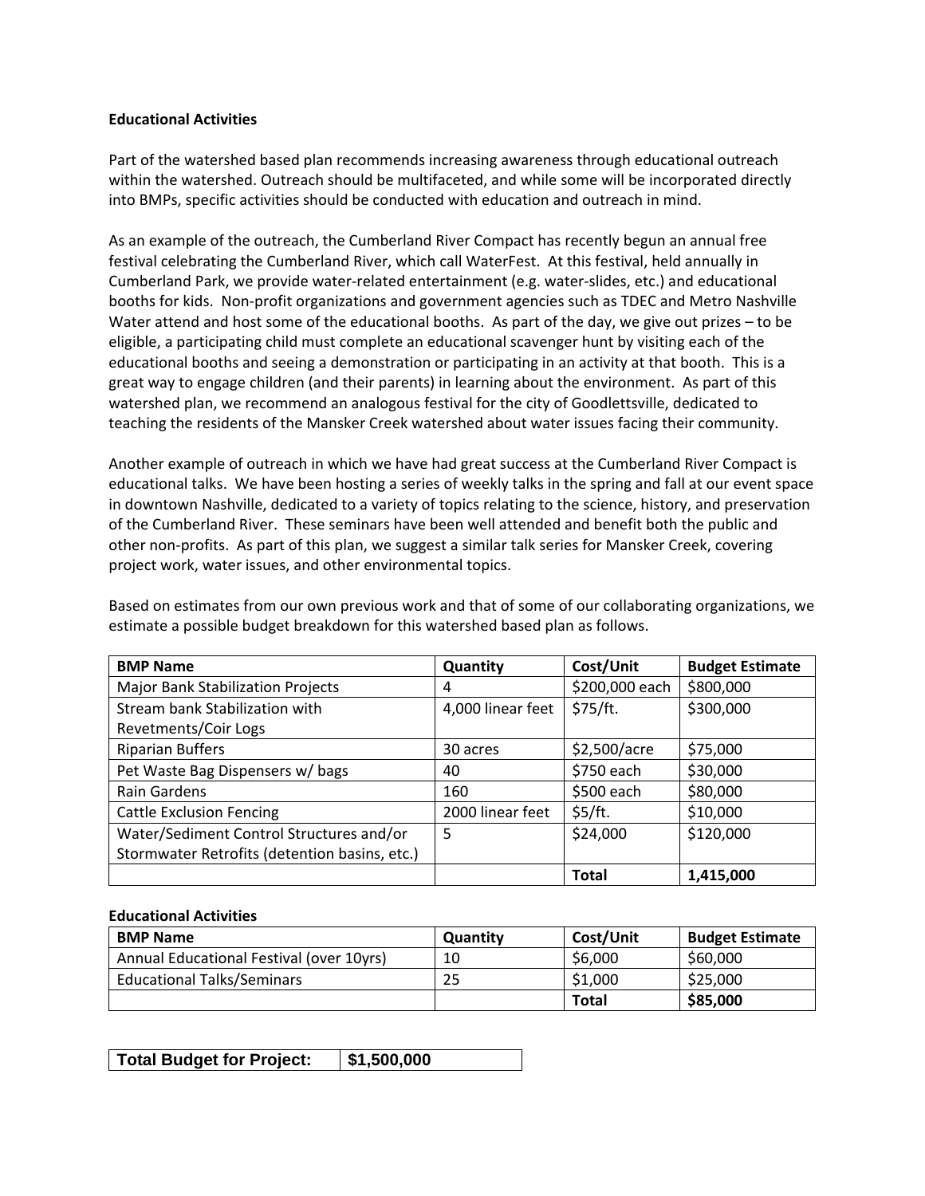**Educational Activities**

Part of the watershed based plan recommends increasing awareness through educational outreach within the watershed. Outreach should be multifaceted, and while some will be incorporated directly into BMPs, specific activities should be conducted with education and outreach in mind.

As an example of the outreach, the Cumberland River Compact has recently begun an annual free festival celebrating the Cumberland River, which call WaterFest. At this festival, held annually in Cumberland Park, we provide water-related entertainment (e.g. water-slides, etc.) and educational booths for kids. Non-profit organizations and government agencies such as TDEC and Metro Nashville Water attend and host some of the educational booths. As part of the day, we give out prizes – to be eligible, a participating child must complete an educational scavenger hunt by visiting each of the educational booths and seeing a demonstration or participating in an activity at that booth. This is a great way to engage children (and their parents) in learning about the environment. As part of this watershed plan, we recommend an analogous festival for the city of Goodlettsville, dedicated to teaching the residents of the Mansker Creek watershed about water issues facing their community.

Another example of outreach in which we have had great success at the Cumberland River Compact is educational talks. We have been hosting a series of weekly talks in the spring and fall at our event space in downtown Nashville, dedicated to a variety of topics relating to the science, history, and preservation of the Cumberland River. These seminars have been well attended and benefit both the public and other non-profits. As part of this plan, we suggest a similar talk series for Mansker Creek, covering project work, water issues, and other environmental topics.

Based on estimates from our own previous work and that of some of our collaborating organizations, we estimate a possible budget breakdown for this watershed based plan as follows.

| BMP Name | Quantity | Cost/Unit | Budget Estimate |
|---|---|---|---|
| Major Bank Stabilization Projects | 4 | $200,000 each | $800,000 |
| Stream bank Stabilization with Revetments/Coir Logs | 4,000 linear feet | $75/ft. | $300,000 |
| Riparian Buffers | 30 acres | $2,500/acre | $75,000 |
| Pet Waste Bag Dispensers w/ bags | 40 | $750 each | $30,000 |
| Rain Gardens | 160 | $500 each | $80,000 |
| Cattle Exclusion Fencing | 2000 linear feet | $5/ft. | $10,000 |
| Water/Sediment Control Structures and/or Stormwater Retrofits (detention basins, etc.) | 5 | $24,000 | $120,000 |
| | | **Total** | **1,415,000** |

**Educational Activities**

| BMP Name | Quantity | Cost/Unit | Budget Estimate |
|---|---|---|---|
| Annual Educational Festival (over 10yrs) | 10 | $6,000 | $60,000 |
| Educational Talks/Seminars | 25 | $1,000 | $25,000 |
| | | **Total** | **$85,000** |

| **Total Budget for Project:** | **$1,500,000** |
|---|---|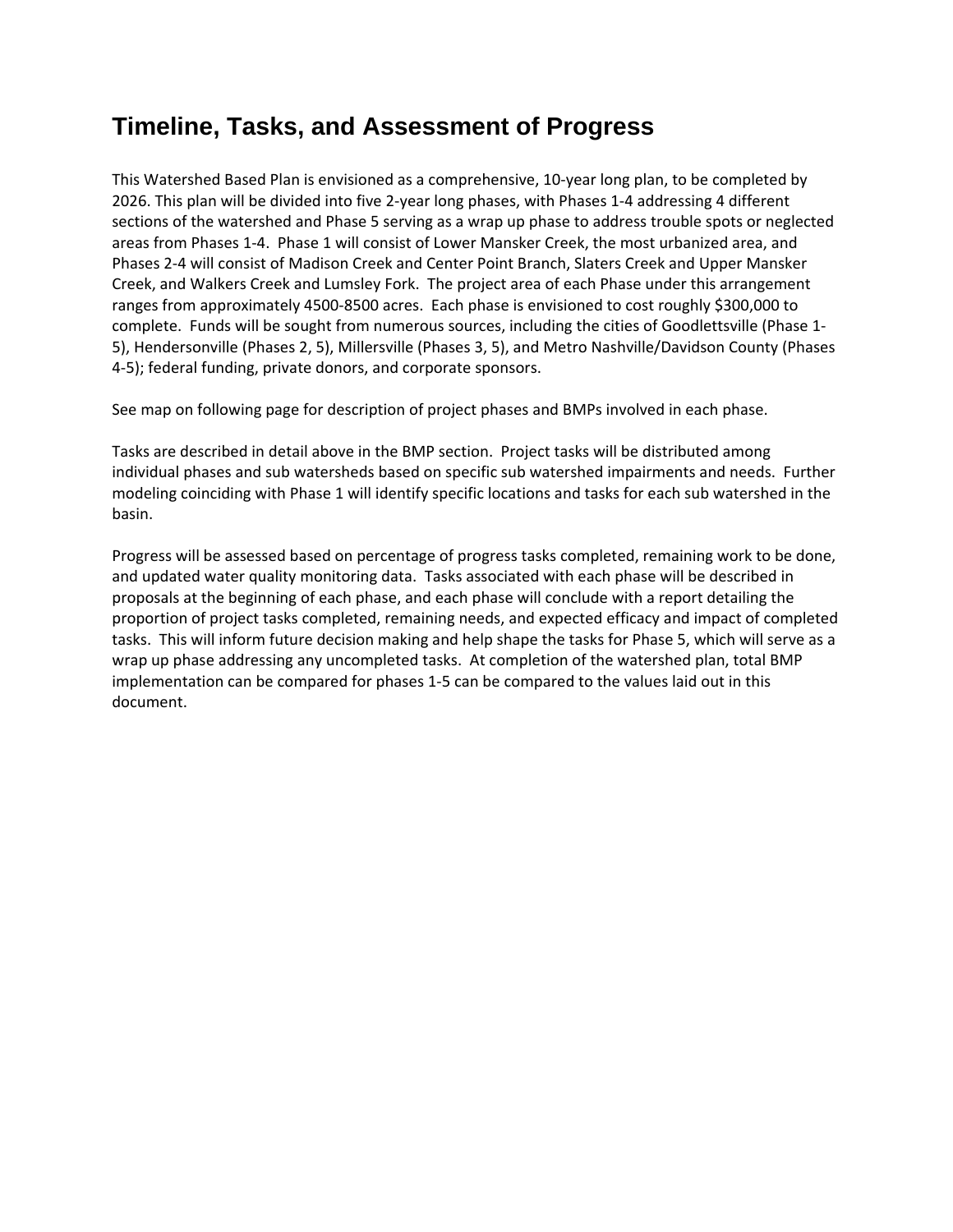# Timeline, Tasks, and Assessment of Progress

This Watershed Based Plan is envisioned as a comprehensive, 10-year long plan, to be completed by 2026. This plan will be divided into five 2-year long phases, with Phases 1-4 addressing 4 different sections of the watershed and Phase 5 serving as a wrap up phase to address trouble spots or neglected areas from Phases 1-4. Phase 1 will consist of Lower Mansker Creek, the most urbanized area, and Phases 2-4 will consist of Madison Creek and Center Point Branch, Slaters Creek and Upper Mansker Creek, and Walkers Creek and Lumsley Fork. The project area of each Phase under this arrangement ranges from approximately 4500-8500 acres. Each phase is envisioned to cost roughly $300,000 to complete. Funds will be sought from numerous sources, including the cities of Goodlettsville (Phase 1-5), Hendersonville (Phases 2, 5), Millersville (Phases 3, 5), and Metro Nashville/Davidson County (Phases 4-5); federal funding, private donors, and corporate sponsors.

See map on following page for description of project phases and BMPs involved in each phase.

Tasks are described in detail above in the BMP section. Project tasks will be distributed among individual phases and sub watersheds based on specific sub watershed impairments and needs. Further modeling coinciding with Phase 1 will identify specific locations and tasks for each sub watershed in the basin.

Progress will be assessed based on percentage of progress tasks completed, remaining work to be done, and updated water quality monitoring data. Tasks associated with each phase will be described in proposals at the beginning of each phase, and each phase will conclude with a report detailing the proportion of project tasks completed, remaining needs, and expected efficacy and impact of completed tasks. This will inform future decision making and help shape the tasks for Phase 5, which will serve as a wrap up phase addressing any uncompleted tasks. At completion of the watershed plan, total BMP implementation can be compared for phases 1-5 can be compared to the values laid out in this document.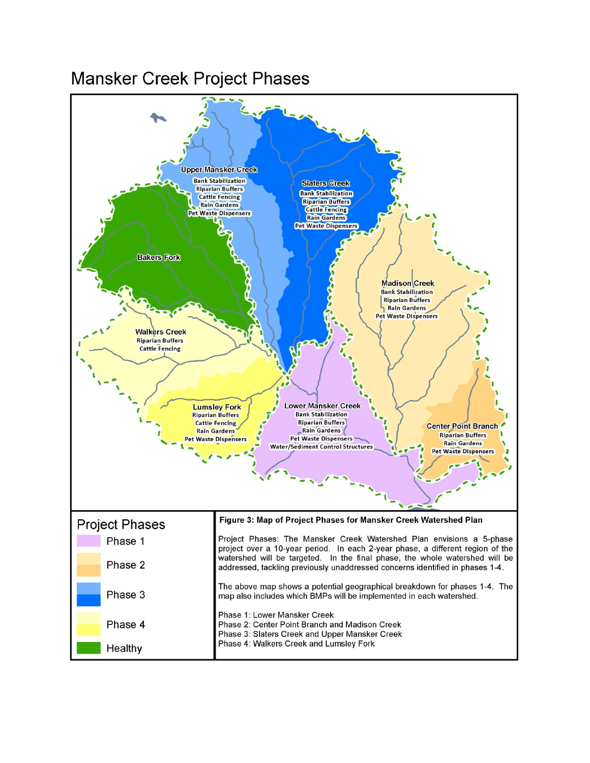# Mansker Creek Project Phases

**Upper Mansker Creek**
- Bank Stabilization
- Riparian Buffers
- Cattle Fencing
- Rain Gardens
- Pet Waste Dispensers

**Slaters Creek**
- Bank Stabilization
- Riparian Buffers
- Cattle Fencing
- Rain Gardens
- Pet Waste Dispensers

**Bakers Fork**

**Madison Creek**
- Bank Stabilization
- Riparian Buffers
- Rain Gardens
- Pet Waste Dispensers

**Walkers Creek**
- Riparian Buffers
- Cattle Fencing

**Lumsley Fork**
- Riparian Buffers
- Cattle Fencing
- Rain Gardens
- Pet Waste Dispensers

**Lower Mansker Creek**
- Bank Stabilization
- Riparian Buffers
- Rain Gardens
- Pet Waste Dispensers
- Water/Sediment Control Structures

**Center Point Branch**
- Riparian Buffers
- Rain Gardens
- Pet Waste Dispensers

## Project Phases

- Phase 1
- Phase 2
- Phase 3
- Phase 4
- Healthy

**Figure 3: Map of Project Phases for Mansker Creek Watershed Plan**

Project Phases: The Mansker Creek Watershed Plan envisions a 5-phase project over a 10-year period. In each 2-year phase, a different region of the watershed will be targeted. In the final phase, the whole watershed will be addressed, tackling previously unaddressed concerns identified in phases 1-4.

The above map shows a potential geographical breakdown for phases 1-4. The map also includes which BMPs will be implemented in each watershed.

Phase 1: Lower Mansker Creek
Phase 2: Center Point Branch and Madison Creek
Phase 3: Slaters Creek and Upper Mansker Creek
Phase 4: Walkers Creek and Lumsley Fork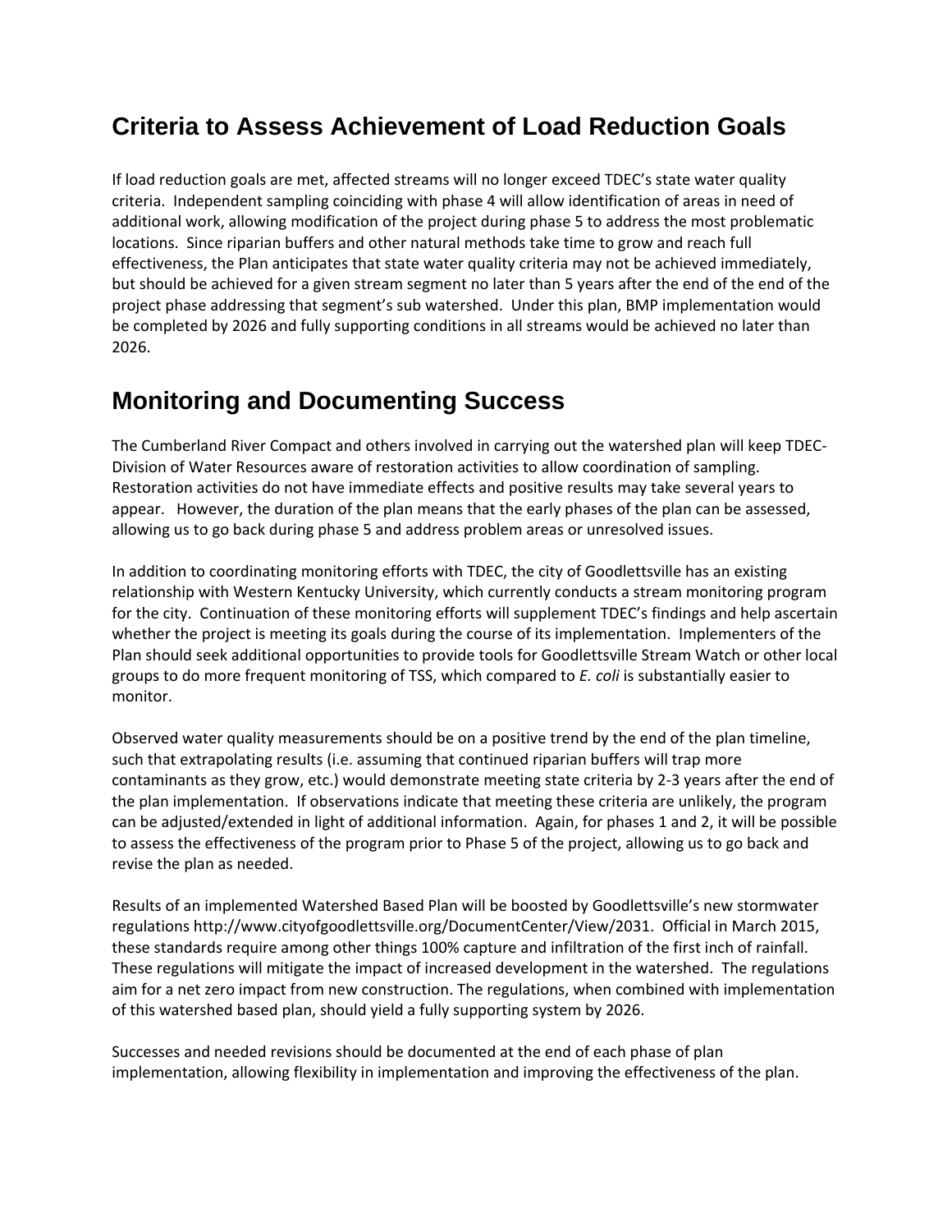## Criteria to Assess Achievement of Load Reduction Goals

If load reduction goals are met, affected streams will no longer exceed TDEC's state water quality criteria. Independent sampling coinciding with phase 4 will allow identification of areas in need of additional work, allowing modification of the project during phase 5 to address the most problematic locations. Since riparian buffers and other natural methods take time to grow and reach full effectiveness, the Plan anticipates that state water quality criteria may not be achieved immediately, but should be achieved for a given stream segment no later than 5 years after the end of the end of the project phase addressing that segment's sub watershed. Under this plan, BMP implementation would be completed by 2026 and fully supporting conditions in all streams would be achieved no later than 2026.

## Monitoring and Documenting Success

The Cumberland River Compact and others involved in carrying out the watershed plan will keep TDEC-Division of Water Resources aware of restoration activities to allow coordination of sampling. Restoration activities do not have immediate effects and positive results may take several years to appear. However, the duration of the plan means that the early phases of the plan can be assessed, allowing us to go back during phase 5 and address problem areas or unresolved issues.

In addition to coordinating monitoring efforts with TDEC, the city of Goodlettsville has an existing relationship with Western Kentucky University, which currently conducts a stream monitoring program for the city. Continuation of these monitoring efforts will supplement TDEC's findings and help ascertain whether the project is meeting its goals during the course of its implementation. Implementers of the Plan should seek additional opportunities to provide tools for Goodlettsville Stream Watch or other local groups to do more frequent monitoring of TSS, which compared to *E. coli* is substantially easier to monitor.

Observed water quality measurements should be on a positive trend by the end of the plan timeline, such that extrapolating results (i.e. assuming that continued riparian buffers will trap more contaminants as they grow, etc.) would demonstrate meeting state criteria by 2-3 years after the end of the plan implementation. If observations indicate that meeting these criteria are unlikely, the program can be adjusted/extended in light of additional information. Again, for phases 1 and 2, it will be possible to assess the effectiveness of the program prior to Phase 5 of the project, allowing us to go back and revise the plan as needed.

Results of an implemented Watershed Based Plan will be boosted by Goodlettsville's new stormwater regulations http://www.cityofgoodlettsville.org/DocumentCenter/View/2031. Official in March 2015, these standards require among other things 100% capture and infiltration of the first inch of rainfall. These regulations will mitigate the impact of increased development in the watershed. The regulations aim for a net zero impact from new construction. The regulations, when combined with implementation of this watershed based plan, should yield a fully supporting system by 2026.

Successes and needed revisions should be documented at the end of each phase of plan implementation, allowing flexibility in implementation and improving the effectiveness of the plan.